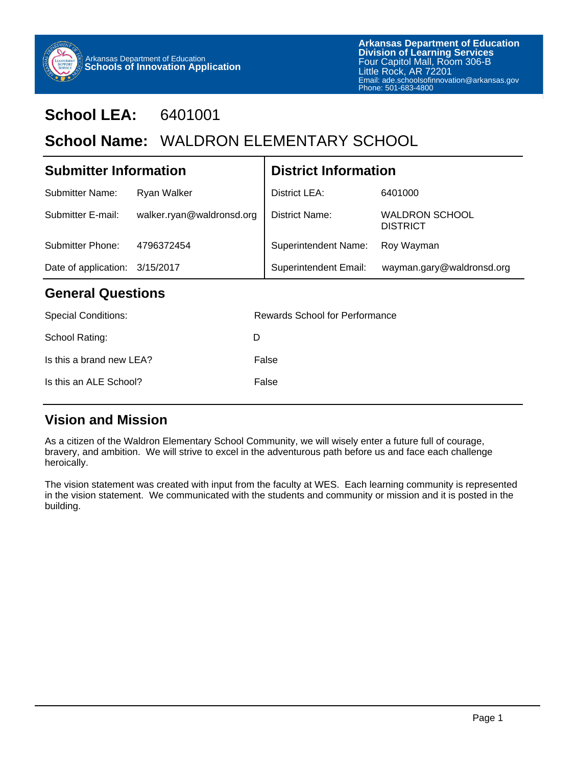Arkansas Department of Education
**Schools of Innovation Application**

**Arkansas Department of Education**
**Division of Learning Services**
Four Capitol Mall, Room 306-B
Little Rock, AR 72201
Email: ade.schoolsofinnovation@arkansas.gov
Phone: 501-683-4800

# School LEA: 6401001

# School Name: WALDRON ELEMENTARY SCHOOL

## Submitter Information

| | |
|---|---|
| Submitter Name: | Ryan Walker |
| Submitter E-mail: | walker.ryan@waldronsd.org |
| Submitter Phone: | 4796372454 |
| Date of application: | 3/15/2017 |

## District Information

| | |
|---|---|
| District LEA: | 6401000 |
| District Name: | WALDRON SCHOOL DISTRICT |
| Superintendent Name: | Roy Wayman |
| Superintendent Email: | wayman.gary@waldronsd.org |

## General Questions

| | |
|---|---|
| Special Conditions: | Rewards School for Performance |
| School Rating: | D |
| Is this a brand new LEA? | False |
| Is this an ALE School? | False |

## Vision and Mission

As a citizen of the Waldron Elementary School Community, we will wisely enter a future full of courage, bravery, and ambition. We will strive to excel in the adventurous path before us and face each challenge heroically.

The vision statement was created with input from the faculty at WES. Each learning community is represented in the vision statement. We communicated with the students and community or mission and it is posted in the building.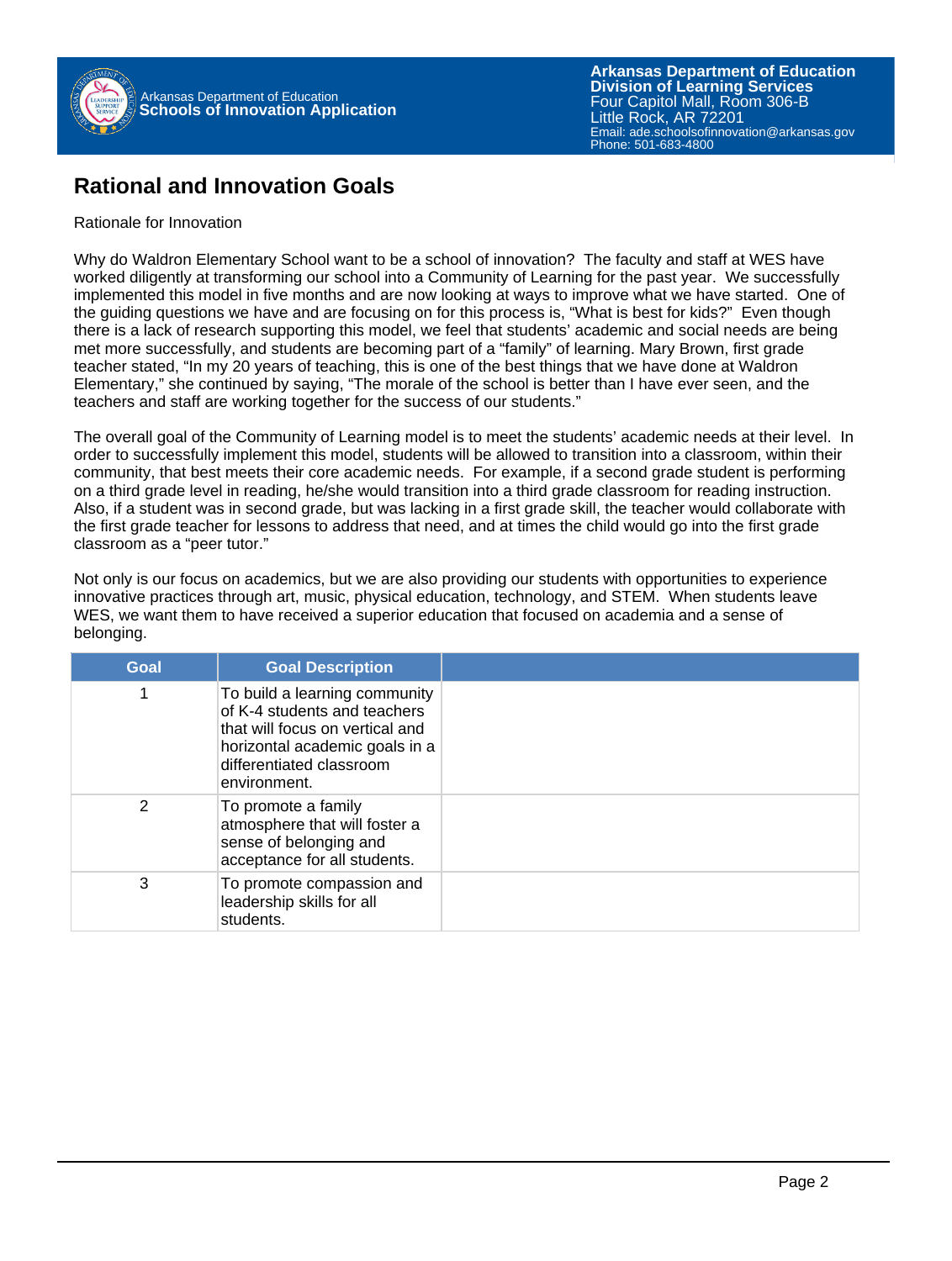# Rational and Innovation Goals

Rationale for Innovation

Why do Waldron Elementary School want to be a school of innovation? The faculty and staff at WES have worked diligently at transforming our school into a Community of Learning for the past year. We successfully implemented this model in five months and are now looking at ways to improve what we have started. One of the guiding questions we have and are focusing on for this process is, "What is best for kids?" Even though there is a lack of research supporting this model, we feel that students' academic and social needs are being met more successfully, and students are becoming part of a "family" of learning. Mary Brown, first grade teacher stated, "In my 20 years of teaching, this is one of the best things that we have done at Waldron Elementary," she continued by saying, "The morale of the school is better than I have ever seen, and the teachers and staff are working together for the success of our students."

The overall goal of the Community of Learning model is to meet the students' academic needs at their level. In order to successfully implement this model, students will be allowed to transition into a classroom, within their community, that best meets their core academic needs. For example, if a second grade student is performing on a third grade level in reading, he/she would transition into a third grade classroom for reading instruction. Also, if a student was in second grade, but was lacking in a first grade skill, the teacher would collaborate with the first grade teacher for lessons to address that need, and at times the child would go into the first grade classroom as a "peer tutor."

Not only is our focus on academics, but we are also providing our students with opportunities to experience innovative practices through art, music, physical education, technology, and STEM. When students leave WES, we want them to have received a superior education that focused on academia and a sense of belonging.

| Goal | Goal Description | |
|---|---|---|
| 1 | To build a learning community of K-4 students and teachers that will focus on vertical and horizontal academic goals in a differentiated classroom environment. | |
| 2 | To promote a family atmosphere that will foster a sense of belonging and acceptance for all students. | |
| 3 | To promote compassion and leadership skills for all students. | |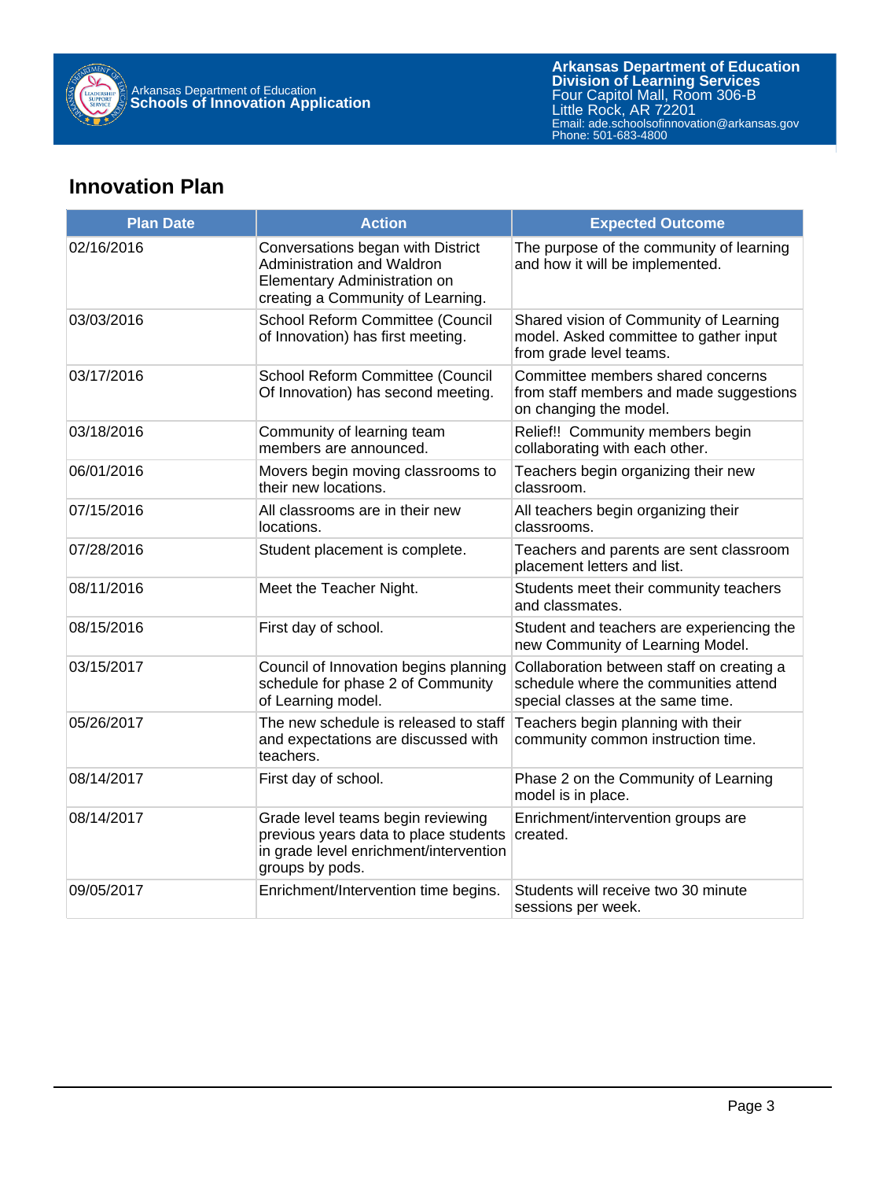## Innovation Plan

| Plan Date | Action | Expected Outcome |
|---|---|---|
| 02/16/2016 | Conversations began with District Administration and Waldron Elementary Administration on creating a Community of Learning. | The purpose of the community of learning and how it will be implemented. |
| 03/03/2016 | School Reform Committee (Council of Innovation) has first meeting. | Shared vision of Community of Learning model. Asked committee to gather input from grade level teams. |
| 03/17/2016 | School Reform Committee (Council Of Innovation) has second meeting. | Committee members shared concerns from staff members and made suggestions on changing the model. |
| 03/18/2016 | Community of learning team members are announced. | Relief!! Community members begin collaborating with each other. |
| 06/01/2016 | Movers begin moving classrooms to their new locations. | Teachers begin organizing their new classroom. |
| 07/15/2016 | All classrooms are in their new locations. | All teachers begin organizing their classrooms. |
| 07/28/2016 | Student placement is complete. | Teachers and parents are sent classroom placement letters and list. |
| 08/11/2016 | Meet the Teacher Night. | Students meet their community teachers and classmates. |
| 08/15/2016 | First day of school. | Student and teachers are experiencing the new Community of Learning Model. |
| 03/15/2017 | Council of Innovation begins planning schedule for phase 2 of Community of Learning model. | Collaboration between staff on creating a schedule where the communities attend special classes at the same time. |
| 05/26/2017 | The new schedule is released to staff and expectations are discussed with teachers. | Teachers begin planning with their community common instruction time. |
| 08/14/2017 | First day of school. | Phase 2 on the Community of Learning model is in place. |
| 08/14/2017 | Grade level teams begin reviewing previous years data to place students in grade level enrichment/intervention groups by pods. | Enrichment/intervention groups are created. |
| 09/05/2017 | Enrichment/Intervention time begins. | Students will receive two 30 minute sessions per week. |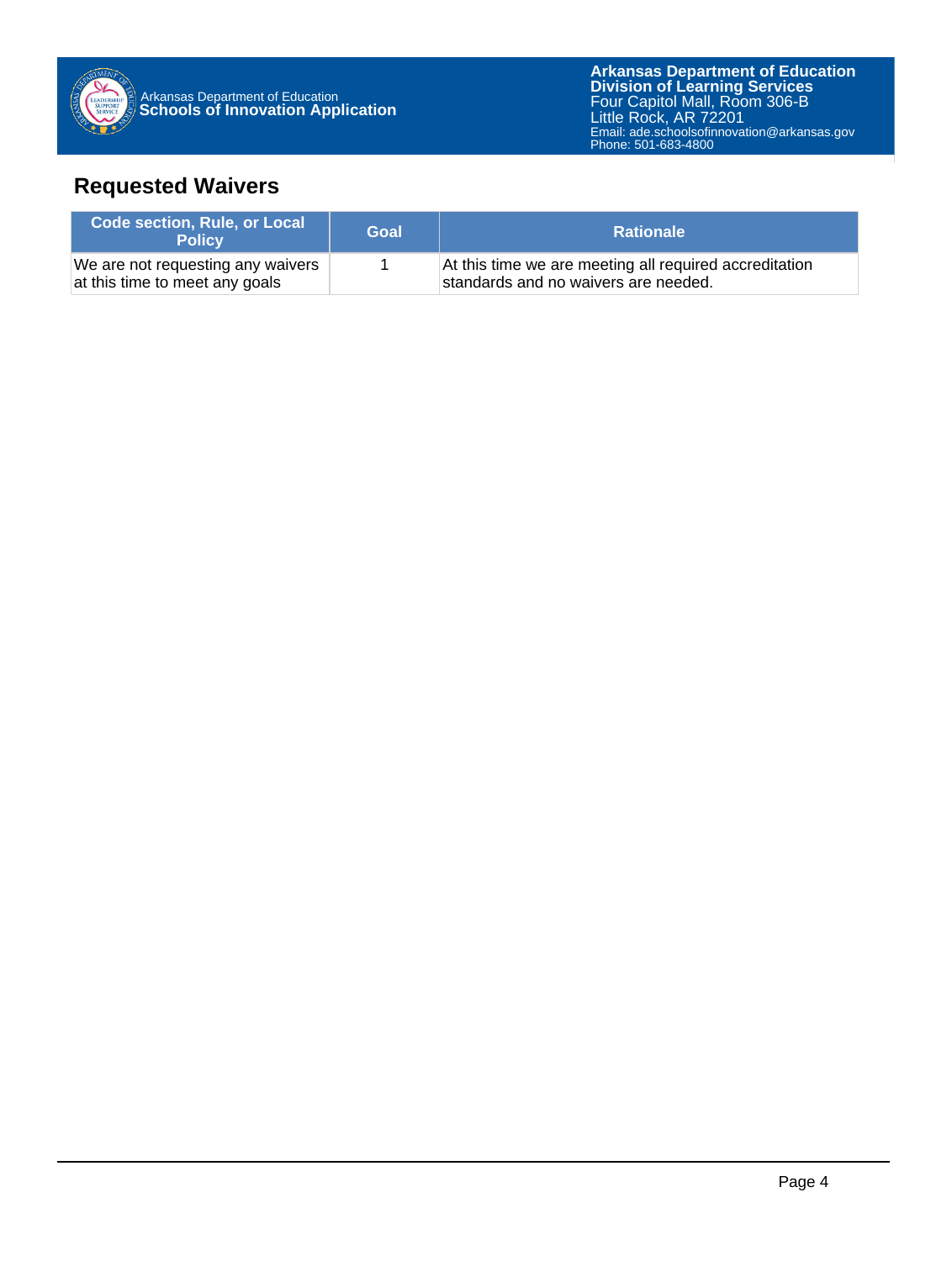## Requested Waivers

| Code section, Rule, or Local Policy | Goal | Rationale |
|---|---|---|
| We are not requesting any waivers at this time to meet any goals | 1 | At this time we are meeting all required accreditation standards and no waivers are needed. |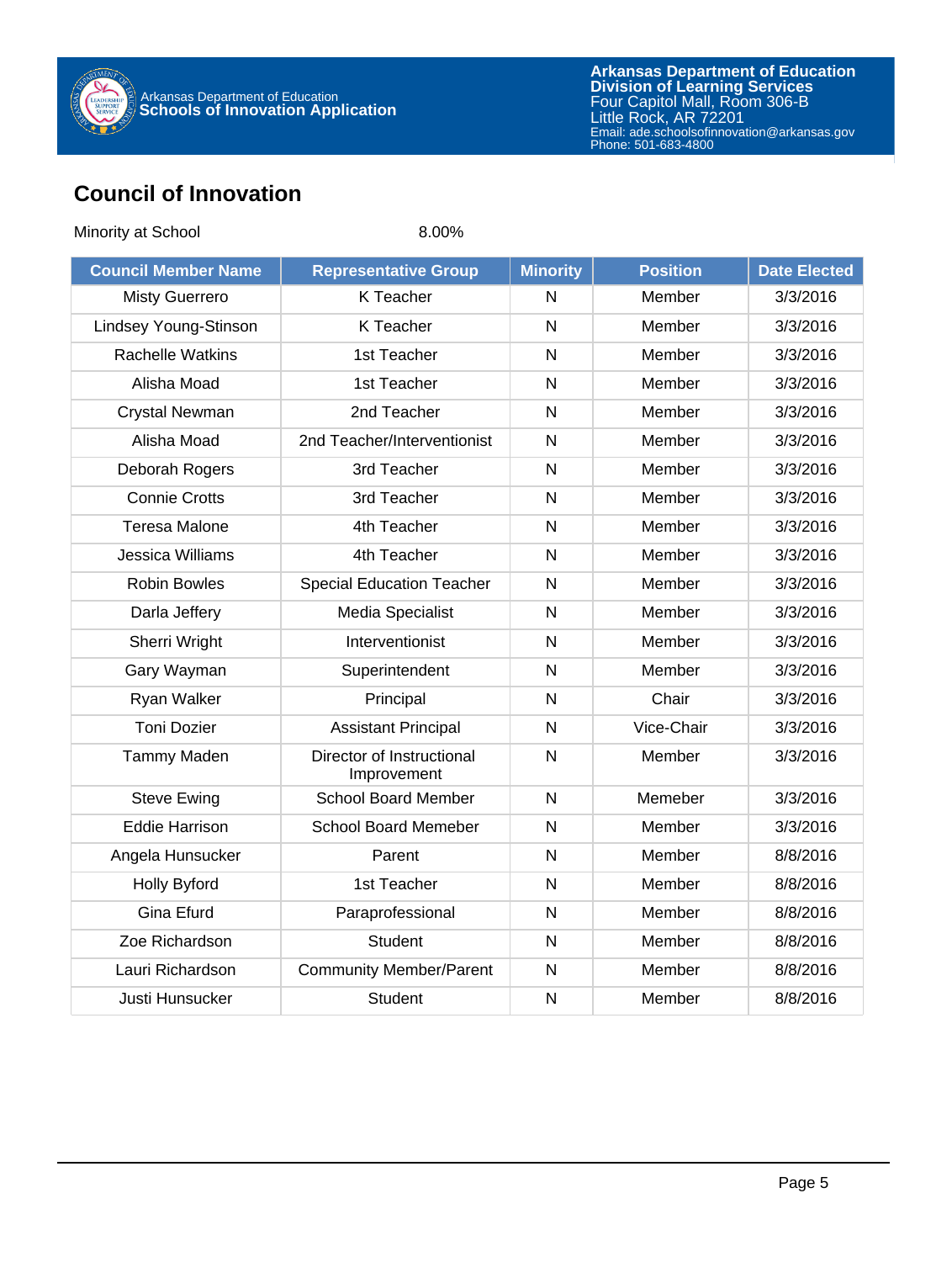## Council of Innovation

Minority at School 8.00%

| Council Member Name | Representative Group | Minority | Position | Date Elected |
|---|---|---|---|---|
| Misty Guerrero | K Teacher | N | Member | 3/3/2016 |
| Lindsey Young-Stinson | K Teacher | N | Member | 3/3/2016 |
| Rachelle Watkins | 1st Teacher | N | Member | 3/3/2016 |
| Alisha Moad | 1st Teacher | N | Member | 3/3/2016 |
| Crystal Newman | 2nd Teacher | N | Member | 3/3/2016 |
| Alisha Moad | 2nd Teacher/Interventionist | N | Member | 3/3/2016 |
| Deborah Rogers | 3rd Teacher | N | Member | 3/3/2016 |
| Connie Crotts | 3rd Teacher | N | Member | 3/3/2016 |
| Teresa Malone | 4th Teacher | N | Member | 3/3/2016 |
| Jessica Williams | 4th Teacher | N | Member | 3/3/2016 |
| Robin Bowles | Special Education Teacher | N | Member | 3/3/2016 |
| Darla Jeffery | Media Specialist | N | Member | 3/3/2016 |
| Sherri Wright | Interventionist | N | Member | 3/3/2016 |
| Gary Wayman | Superintendent | N | Member | 3/3/2016 |
| Ryan Walker | Principal | N | Chair | 3/3/2016 |
| Toni Dozier | Assistant Principal | N | Vice-Chair | 3/3/2016 |
| Tammy Maden | Director of Instructional Improvement | N | Member | 3/3/2016 |
| Steve Ewing | School Board Member | N | Memeber | 3/3/2016 |
| Eddie Harrison | School Board Memeber | N | Member | 3/3/2016 |
| Angela Hunsucker | Parent | N | Member | 8/8/2016 |
| Holly Byford | 1st Teacher | N | Member | 8/8/2016 |
| Gina Efurd | Paraprofessional | N | Member | 8/8/2016 |
| Zoe Richardson | Student | N | Member | 8/8/2016 |
| Lauri Richardson | Community Member/Parent | N | Member | 8/8/2016 |
| Justi Hunsucker | Student | N | Member | 8/8/2016 |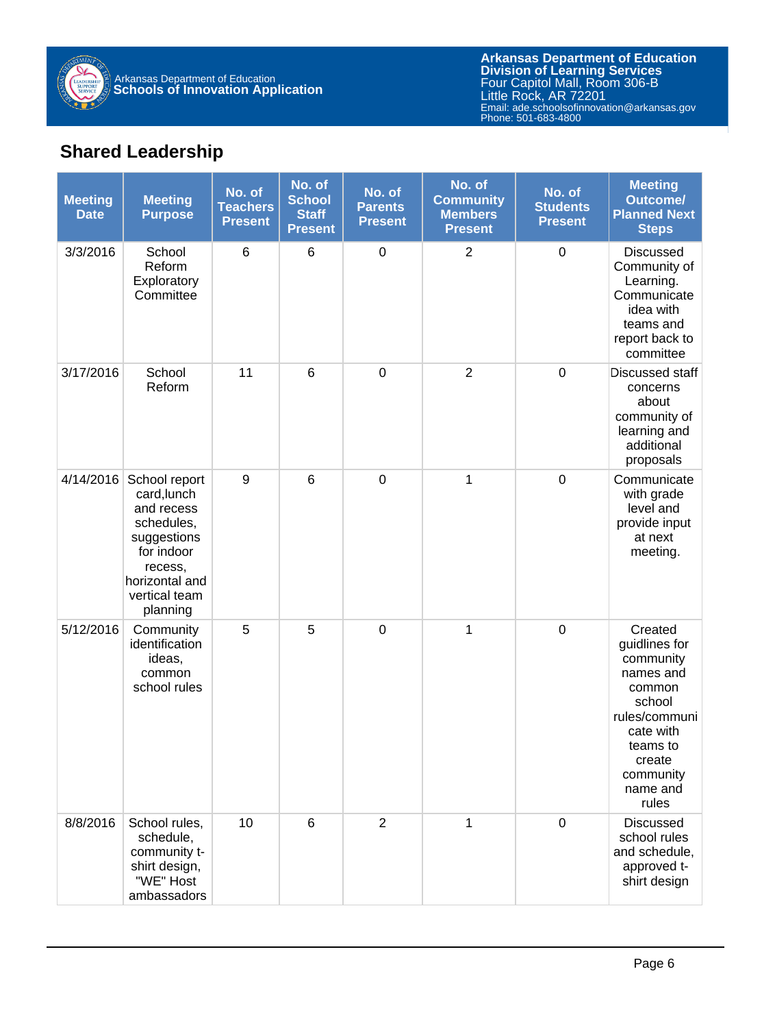## Shared Leadership

| Meeting Date | Meeting Purpose | No. of Teachers Present | No. of School Staff Present | No. of Parents Present | No. of Community Members Present | No. of Students Present | Meeting Outcome/ Planned Next Steps |
|---|---|---|---|---|---|---|---|
| 3/3/2016 | School Reform Exploratory Committee | 6 | 6 | 0 | 2 | 0 | Discussed Community of Learning. Communicate idea with teams and report back to committee |
| 3/17/2016 | School Reform | 11 | 6 | 0 | 2 | 0 | Discussed staff concerns about community of learning and additional proposals |
| 4/14/2016 | School report card,lunch and recess schedules, suggestions for indoor recess, horizontal and vertical team planning | 9 | 6 | 0 | 1 | 0 | Communicate with grade level and provide input at next meeting. |
| 5/12/2016 | Community identification ideas, common school rules | 5 | 5 | 0 | 1 | 0 | Created guidlines for community names and common school rules/communicate with teams to create community name and rules |
| 8/8/2016 | School rules, schedule, community t-shirt design, "WE" Host ambassadors | 10 | 6 | 2 | 1 | 0 | Discussed school rules and schedule, approved t-shirt design |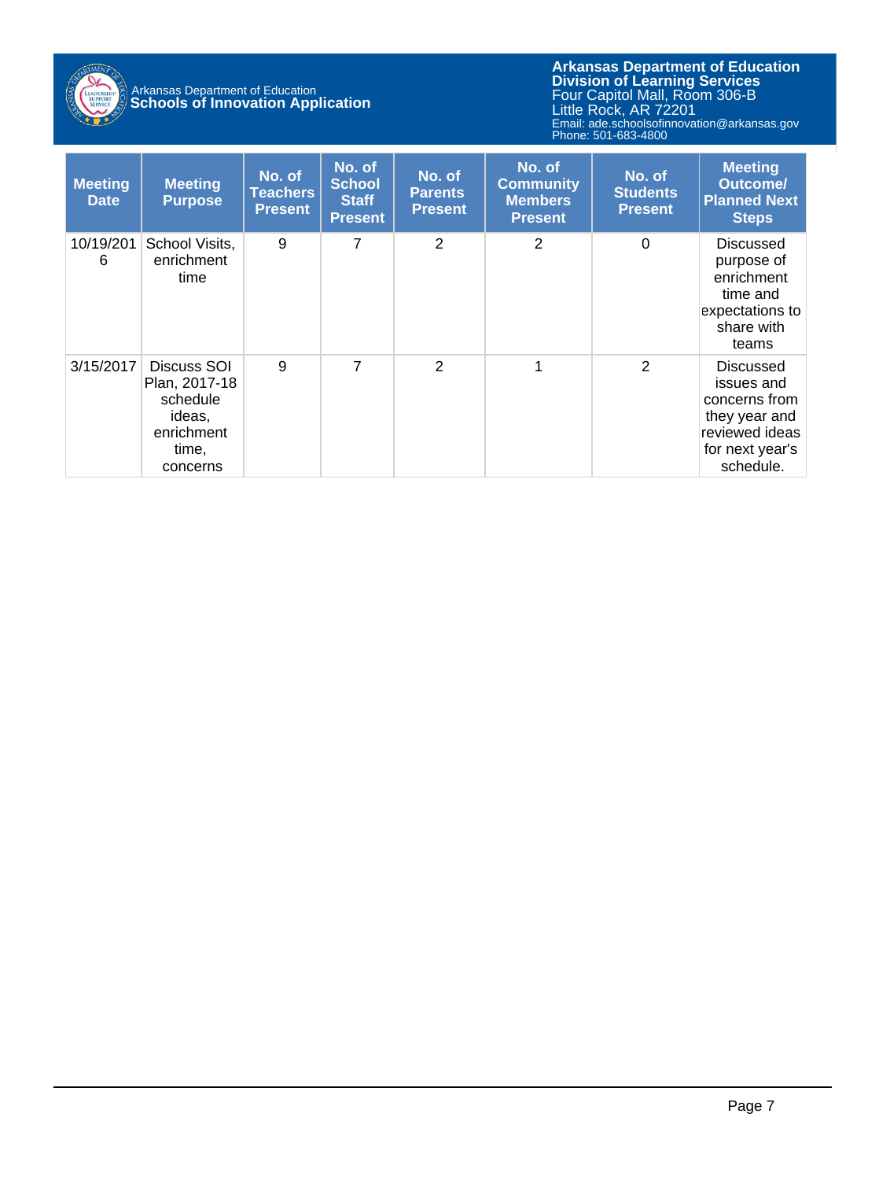| Meeting Date | Meeting Purpose | No. of Teachers Present | No. of School Staff Present | No. of Parents Present | No. of Community Members Present | No. of Students Present | Meeting Outcome/ Planned Next Steps |
|---|---|---|---|---|---|---|---|
| 10/19/2016 | School Visits, enrichment time | 9 | 7 | 2 | 2 | 0 | Discussed purpose of enrichment time and expectations to share with teams |
| 3/15/2017 | Discuss SOI Plan, 2017-18 schedule ideas, enrichment time, concerns | 9 | 7 | 2 | 1 | 2 | Discussed issues and concerns from they year and reviewed ideas for next year's schedule. |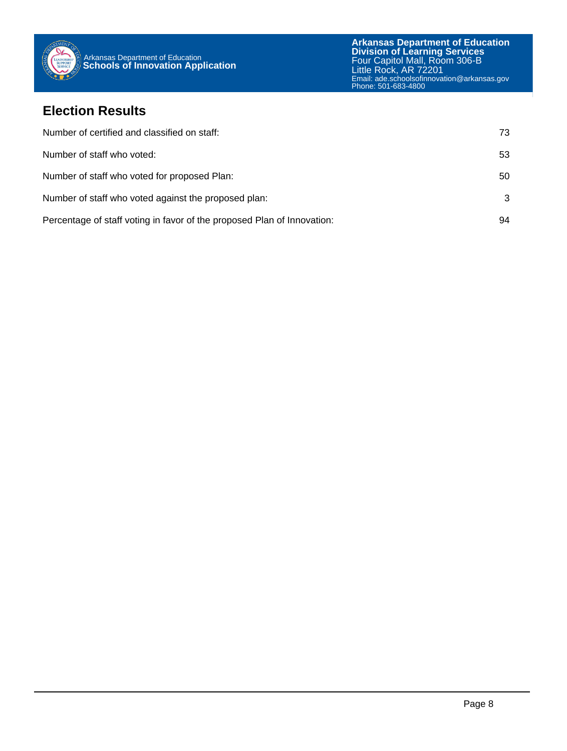## Election Results

| | |
|---|---|
| Number of certified and classified on staff: | 73 |
| Number of staff who voted: | 53 |
| Number of staff who voted for proposed Plan: | 50 |
| Number of staff who voted against the proposed plan: | 3 |
| Percentage of staff voting in favor of the proposed Plan of Innovation: | 94 |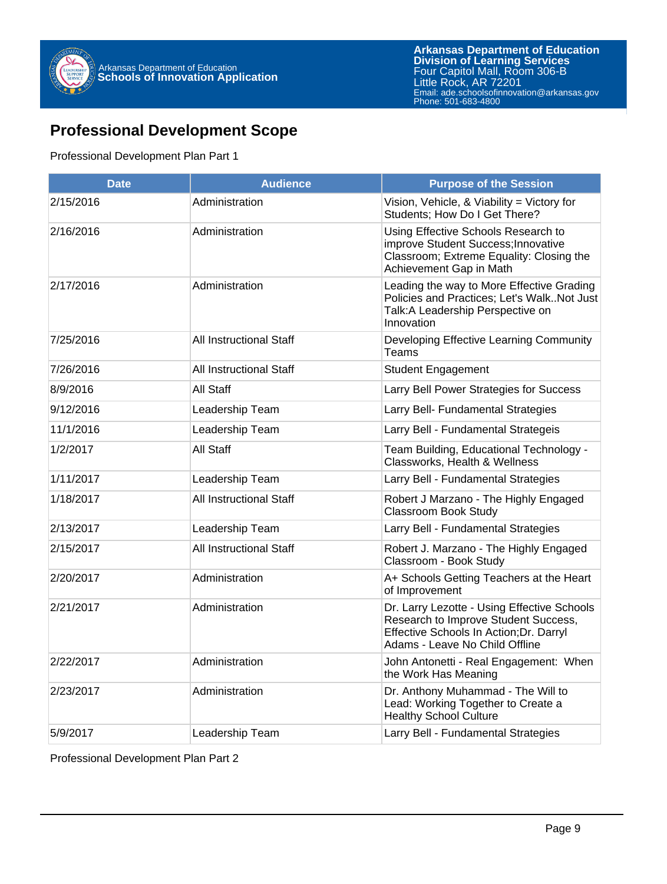## Professional Development Scope

Professional Development Plan Part 1

| Date | Audience | Purpose of the Session |
| --- | --- | --- |
| 2/15/2016 | Administration | Vision, Vehicle, & Viability = Victory for Students; How Do I Get There? |
| 2/16/2016 | Administration | Using Effective Schools Research to improve Student Success;Innovative Classroom; Extreme Equality: Closing the Achievement Gap in Math |
| 2/17/2016 | Administration | Leading the way to More Effective Grading Policies and Practices; Let's Walk..Not Just Talk:A Leadership Perspective on Innovation |
| 7/25/2016 | All Instructional Staff | Developing Effective Learning Community Teams |
| 7/26/2016 | All Instructional Staff | Student Engagement |
| 8/9/2016 | All Staff | Larry Bell Power Strategies for Success |
| 9/12/2016 | Leadership Team | Larry Bell- Fundamental Strategies |
| 11/1/2016 | Leadership Team | Larry Bell - Fundamental Strategeis |
| 1/2/2017 | All Staff | Team Building, Educational Technology - Classworks, Health & Wellness |
| 1/11/2017 | Leadership Team | Larry Bell - Fundamental Strategies |
| 1/18/2017 | All Instructional Staff | Robert J Marzano - The Highly Engaged Classroom Book Study |
| 2/13/2017 | Leadership Team | Larry Bell - Fundamental Strategies |
| 2/15/2017 | All Instructional Staff | Robert J. Marzano - The Highly Engaged Classroom - Book Study |
| 2/20/2017 | Administration | A+ Schools Getting Teachers at the Heart of Improvement |
| 2/21/2017 | Administration | Dr. Larry Lezotte - Using Effective Schools Research to Improve Student Success, Effective Schools In Action;Dr. Darryl Adams - Leave No Child Offline |
| 2/22/2017 | Administration | John Antonetti - Real Engagement: When the Work Has Meaning |
| 2/23/2017 | Administration | Dr. Anthony Muhammad - The Will to Lead: Working Together to Create a Healthy School Culture |
| 5/9/2017 | Leadership Team | Larry Bell - Fundamental Strategies |

Professional Development Plan Part 2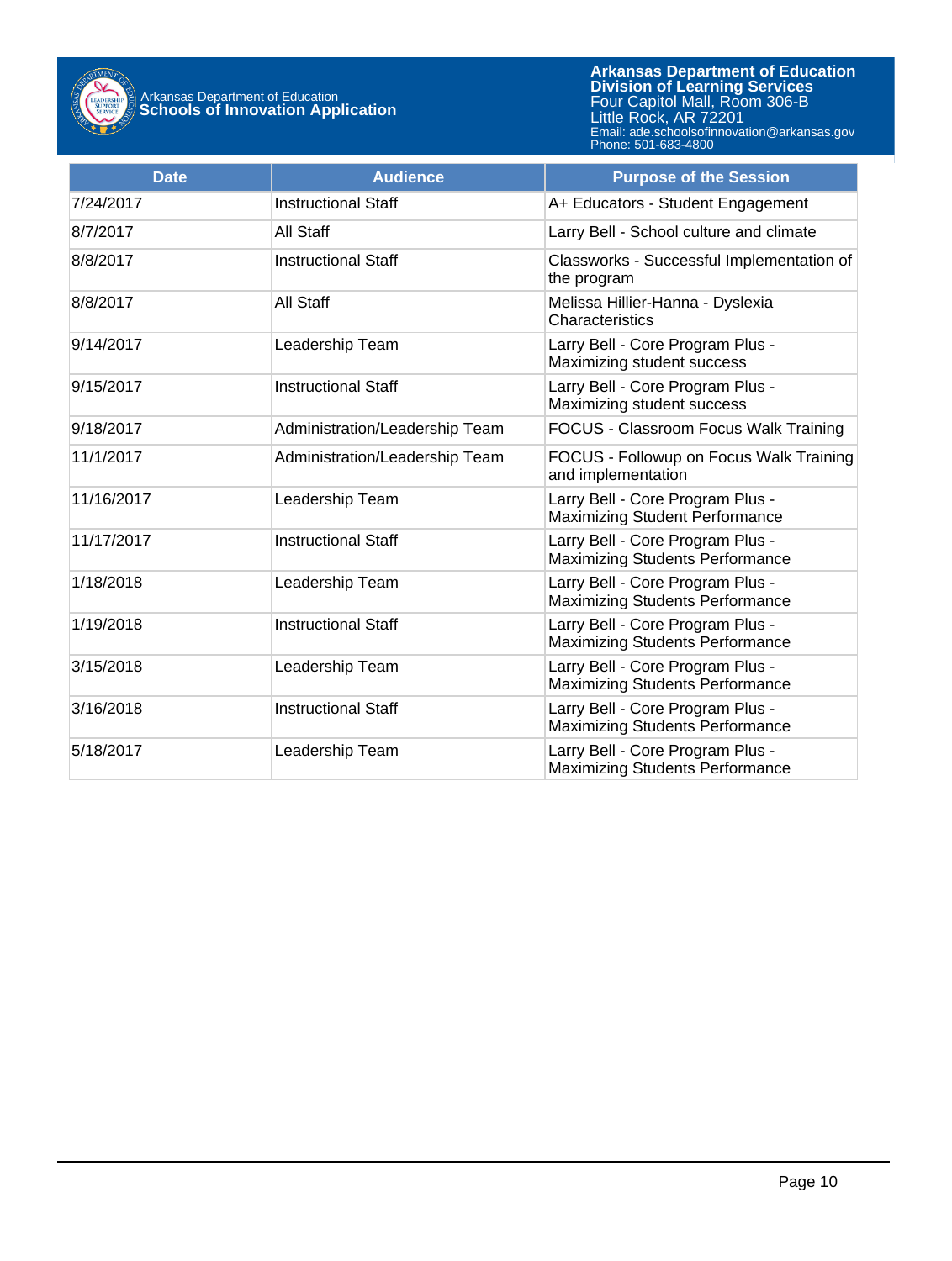| Date | Audience | Purpose of the Session |
|---|---|---|
| 7/24/2017 | Instructional Staff | A+ Educators - Student Engagement |
| 8/7/2017 | All Staff | Larry Bell - School culture and climate |
| 8/8/2017 | Instructional Staff | Classworks - Successful Implementation of the program |
| 8/8/2017 | All Staff | Melissa Hillier-Hanna - Dyslexia Characteristics |
| 9/14/2017 | Leadership Team | Larry Bell - Core Program Plus - Maximizing student success |
| 9/15/2017 | Instructional Staff | Larry Bell - Core Program Plus - Maximizing student success |
| 9/18/2017 | Administration/Leadership Team | FOCUS - Classroom Focus Walk Training |
| 11/1/2017 | Administration/Leadership Team | FOCUS - Followup on Focus Walk Training and implementation |
| 11/16/2017 | Leadership Team | Larry Bell - Core Program Plus - Maximizing Student Performance |
| 11/17/2017 | Instructional Staff | Larry Bell - Core Program Plus - Maximizing Students Performance |
| 1/18/2018 | Leadership Team | Larry Bell - Core Program Plus - Maximizing Students Performance |
| 1/19/2018 | Instructional Staff | Larry Bell - Core Program Plus - Maximizing Students Performance |
| 3/15/2018 | Leadership Team | Larry Bell - Core Program Plus - Maximizing Students Performance |
| 3/16/2018 | Instructional Staff | Larry Bell - Core Program Plus - Maximizing Students Performance |
| 5/18/2017 | Leadership Team | Larry Bell - Core Program Plus - Maximizing Students Performance |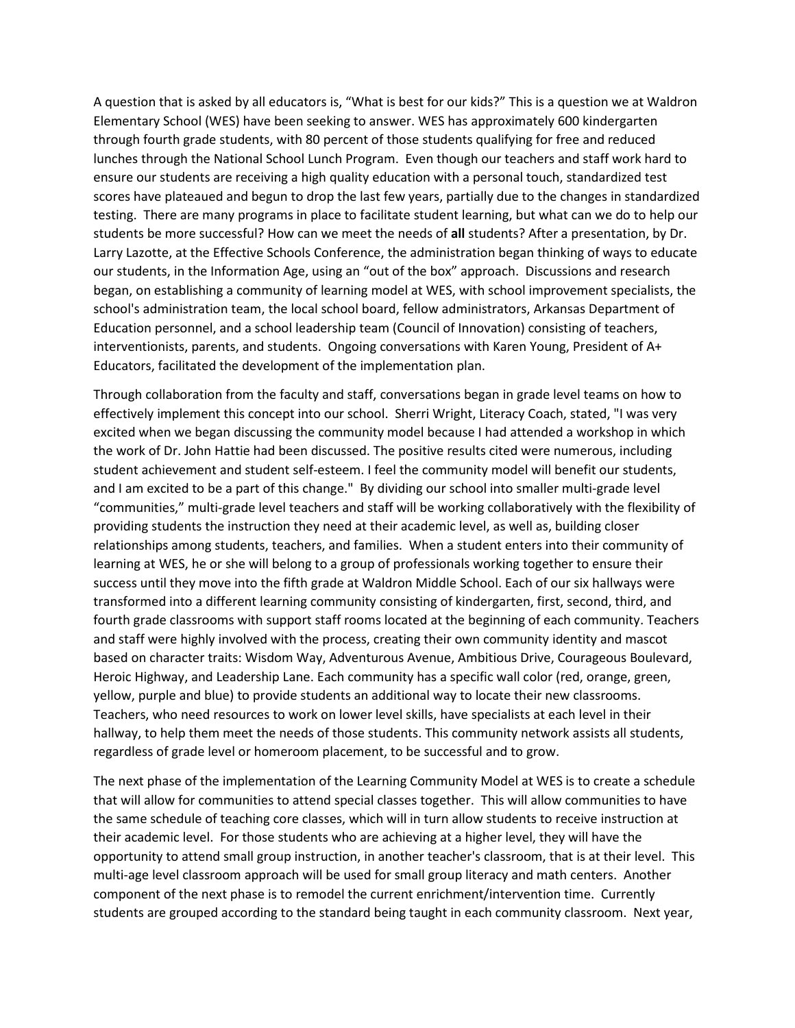A question that is asked by all educators is, “What is best for our kids?” This is a question we at Waldron Elementary School (WES) have been seeking to answer. WES has approximately 600 kindergarten through fourth grade students, with 80 percent of those students qualifying for free and reduced lunches through the National School Lunch Program. Even though our teachers and staff work hard to ensure our students are receiving a high quality education with a personal touch, standardized test scores have plateaued and begun to drop the last few years, partially due to the changes in standardized testing. There are many programs in place to facilitate student learning, but what can we do to help our students be more successful? How can we meet the needs of **all** students? After a presentation, by Dr. Larry Lazotte, at the Effective Schools Conference, the administration began thinking of ways to educate our students, in the Information Age, using an “out of the box” approach. Discussions and research began, on establishing a community of learning model at WES, with school improvement specialists, the school's administration team, the local school board, fellow administrators, Arkansas Department of Education personnel, and a school leadership team (Council of Innovation) consisting of teachers, interventionists, parents, and students. Ongoing conversations with Karen Young, President of A+ Educators, facilitated the development of the implementation plan.

Through collaboration from the faculty and staff, conversations began in grade level teams on how to effectively implement this concept into our school. Sherri Wright, Literacy Coach, stated, "I was very excited when we began discussing the community model because I had attended a workshop in which the work of Dr. John Hattie had been discussed. The positive results cited were numerous, including student achievement and student self-esteem. I feel the community model will benefit our students, and I am excited to be a part of this change." By dividing our school into smaller multi-grade level “communities,” multi-grade level teachers and staff will be working collaboratively with the flexibility of providing students the instruction they need at their academic level, as well as, building closer relationships among students, teachers, and families. When a student enters into their community of learning at WES, he or she will belong to a group of professionals working together to ensure their success until they move into the fifth grade at Waldron Middle School. Each of our six hallways were transformed into a different learning community consisting of kindergarten, first, second, third, and fourth grade classrooms with support staff rooms located at the beginning of each community. Teachers and staff were highly involved with the process, creating their own community identity and mascot based on character traits: Wisdom Way, Adventurous Avenue, Ambitious Drive, Courageous Boulevard, Heroic Highway, and Leadership Lane. Each community has a specific wall color (red, orange, green, yellow, purple and blue) to provide students an additional way to locate their new classrooms. Teachers, who need resources to work on lower level skills, have specialists at each level in their hallway, to help them meet the needs of those students. This community network assists all students, regardless of grade level or homeroom placement, to be successful and to grow.

The next phase of the implementation of the Learning Community Model at WES is to create a schedule that will allow for communities to attend special classes together. This will allow communities to have the same schedule of teaching core classes, which will in turn allow students to receive instruction at their academic level. For those students who are achieving at a higher level, they will have the opportunity to attend small group instruction, in another teacher's classroom, that is at their level. This multi-age level classroom approach will be used for small group literacy and math centers. Another component of the next phase is to remodel the current enrichment/intervention time. Currently students are grouped according to the standard being taught in each community classroom. Next year,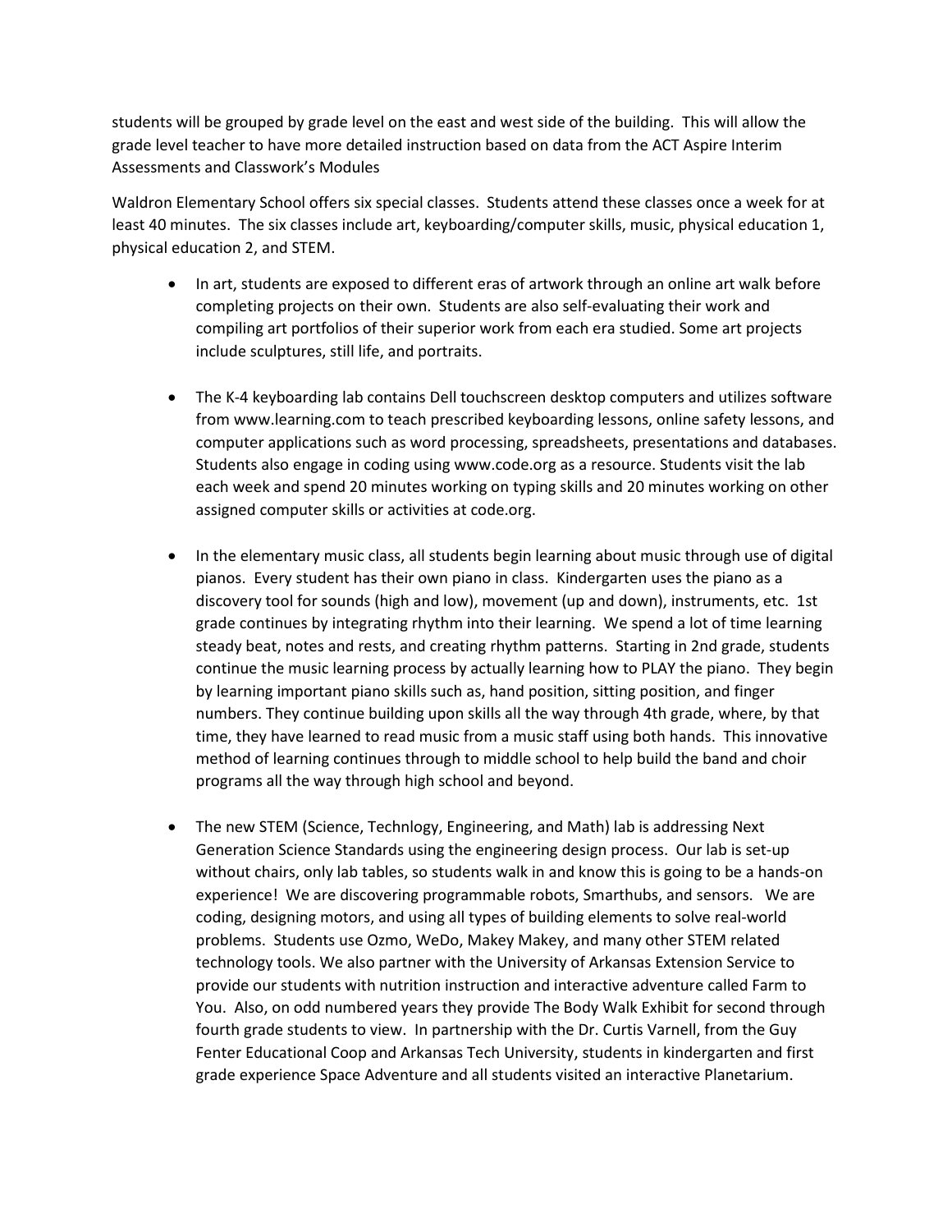students will be grouped by grade level on the east and west side of the building. This will allow the grade level teacher to have more detailed instruction based on data from the ACT Aspire Interim Assessments and Classwork's Modules

Waldron Elementary School offers six special classes. Students attend these classes once a week for at least 40 minutes. The six classes include art, keyboarding/computer skills, music, physical education 1, physical education 2, and STEM.

- In art, students are exposed to different eras of artwork through an online art walk before completing projects on their own. Students are also self-evaluating their work and compiling art portfolios of their superior work from each era studied. Some art projects include sculptures, still life, and portraits.

- The K-4 keyboarding lab contains Dell touchscreen desktop computers and utilizes software from www.learning.com to teach prescribed keyboarding lessons, online safety lessons, and computer applications such as word processing, spreadsheets, presentations and databases. Students also engage in coding using www.code.org as a resource. Students visit the lab each week and spend 20 minutes working on typing skills and 20 minutes working on other assigned computer skills or activities at code.org.

- In the elementary music class, all students begin learning about music through use of digital pianos. Every student has their own piano in class. Kindergarten uses the piano as a discovery tool for sounds (high and low), movement (up and down), instruments, etc. 1st grade continues by integrating rhythm into their learning. We spend a lot of time learning steady beat, notes and rests, and creating rhythm patterns. Starting in 2nd grade, students continue the music learning process by actually learning how to PLAY the piano. They begin by learning important piano skills such as, hand position, sitting position, and finger numbers. They continue building upon skills all the way through 4th grade, where, by that time, they have learned to read music from a music staff using both hands. This innovative method of learning continues through to middle school to help build the band and choir programs all the way through high school and beyond.

- The new STEM (Science, Technlogy, Engineering, and Math) lab is addressing Next Generation Science Standards using the engineering design process. Our lab is set-up without chairs, only lab tables, so students walk in and know this is going to be a hands-on experience! We are discovering programmable robots, Smarthubs, and sensors. We are coding, designing motors, and using all types of building elements to solve real-world problems. Students use Ozmo, WeDo, Makey Makey, and many other STEM related technology tools. We also partner with the University of Arkansas Extension Service to provide our students with nutrition instruction and interactive adventure called Farm to You. Also, on odd numbered years they provide The Body Walk Exhibit for second through fourth grade students to view. In partnership with the Dr. Curtis Varnell, from the Guy Fenter Educational Coop and Arkansas Tech University, students in kindergarten and first grade experience Space Adventure and all students visited an interactive Planetarium.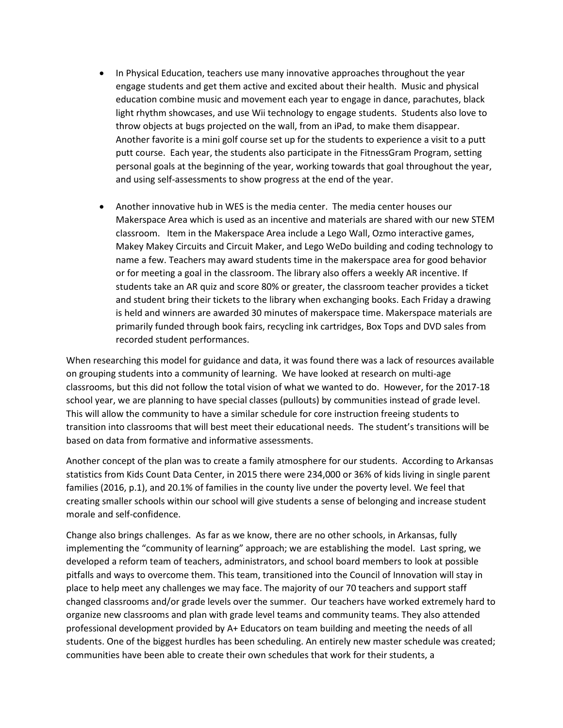- In Physical Education, teachers use many innovative approaches throughout the year engage students and get them active and excited about their health. Music and physical education combine music and movement each year to engage in dance, parachutes, black light rhythm showcases, and use Wii technology to engage students. Students also love to throw objects at bugs projected on the wall, from an iPad, to make them disappear. Another favorite is a mini golf course set up for the students to experience a visit to a putt putt course. Each year, the students also participate in the FitnessGram Program, setting personal goals at the beginning of the year, working towards that goal throughout the year, and using self-assessments to show progress at the end of the year.

- Another innovative hub in WES is the media center. The media center houses our Makerspace Area which is used as an incentive and materials are shared with our new STEM classroom. Item in the Makerspace Area include a Lego Wall, Ozmo interactive games, Makey Makey Circuits and Circuit Maker, and Lego WeDo building and coding technology to name a few. Teachers may award students time in the makerspace area for good behavior or for meeting a goal in the classroom. The library also offers a weekly AR incentive. If students take an AR quiz and score 80% or greater, the classroom teacher provides a ticket and student bring their tickets to the library when exchanging books. Each Friday a drawing is held and winners are awarded 30 minutes of makerspace time. Makerspace materials are primarily funded through book fairs, recycling ink cartridges, Box Tops and DVD sales from recorded student performances.

When researching this model for guidance and data, it was found there was a lack of resources available on grouping students into a community of learning. We have looked at research on multi-age classrooms, but this did not follow the total vision of what we wanted to do. However, for the 2017-18 school year, we are planning to have special classes (pullouts) by communities instead of grade level. This will allow the community to have a similar schedule for core instruction freeing students to transition into classrooms that will best meet their educational needs. The student's transitions will be based on data from formative and informative assessments.

Another concept of the plan was to create a family atmosphere for our students. According to Arkansas statistics from Kids Count Data Center, in 2015 there were 234,000 or 36% of kids living in single parent families (2016, p.1), and 20.1% of families in the county live under the poverty level. We feel that creating smaller schools within our school will give students a sense of belonging and increase student morale and self-confidence.

Change also brings challenges. As far as we know, there are no other schools, in Arkansas, fully implementing the "community of learning" approach; we are establishing the model. Last spring, we developed a reform team of teachers, administrators, and school board members to look at possible pitfalls and ways to overcome them. This team, transitioned into the Council of Innovation will stay in place to help meet any challenges we may face. The majority of our 70 teachers and support staff changed classrooms and/or grade levels over the summer. Our teachers have worked extremely hard to organize new classrooms and plan with grade level teams and community teams. They also attended professional development provided by A+ Educators on team building and meeting the needs of all students. One of the biggest hurdles has been scheduling. An entirely new master schedule was created; communities have been able to create their own schedules that work for their students, a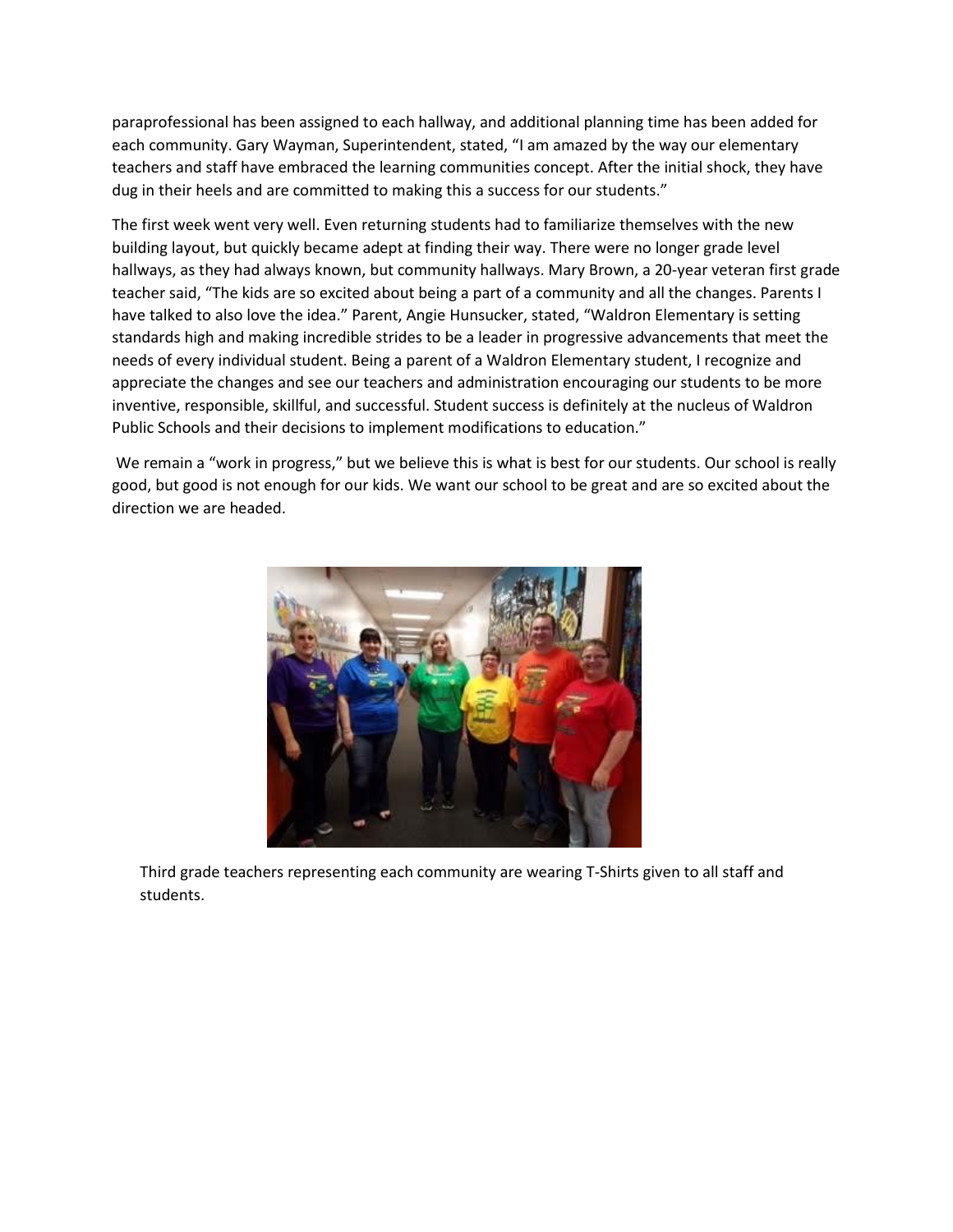paraprofessional has been assigned to each hallway, and additional planning time has been added for each community. Gary Wayman, Superintendent, stated, “I am amazed by the way our elementary teachers and staff have embraced the learning communities concept. After the initial shock, they have dug in their heels and are committed to making this a success for our students.”

The first week went very well. Even returning students had to familiarize themselves with the new building layout, but quickly became adept at finding their way. There were no longer grade level hallways, as they had always known, but community hallways. Mary Brown, a 20-year veteran first grade teacher said, “The kids are so excited about being a part of a community and all the changes. Parents I have talked to also love the idea.” Parent, Angie Hunsucker, stated, “Waldron Elementary is setting standards high and making incredible strides to be a leader in progressive advancements that meet the needs of every individual student. Being a parent of a Waldron Elementary student, I recognize and appreciate the changes and see our teachers and administration encouraging our students to be more inventive, responsible, skillful, and successful. Student success is definitely at the nucleus of Waldron Public Schools and their decisions to implement modifications to education.”

We remain a “work in progress,” but we believe this is what is best for our students. Our school is really good, but good is not enough for our kids. We want our school to be great and are so excited about the direction we are headed.

Third grade teachers representing each community are wearing T-Shirts given to all staff and students.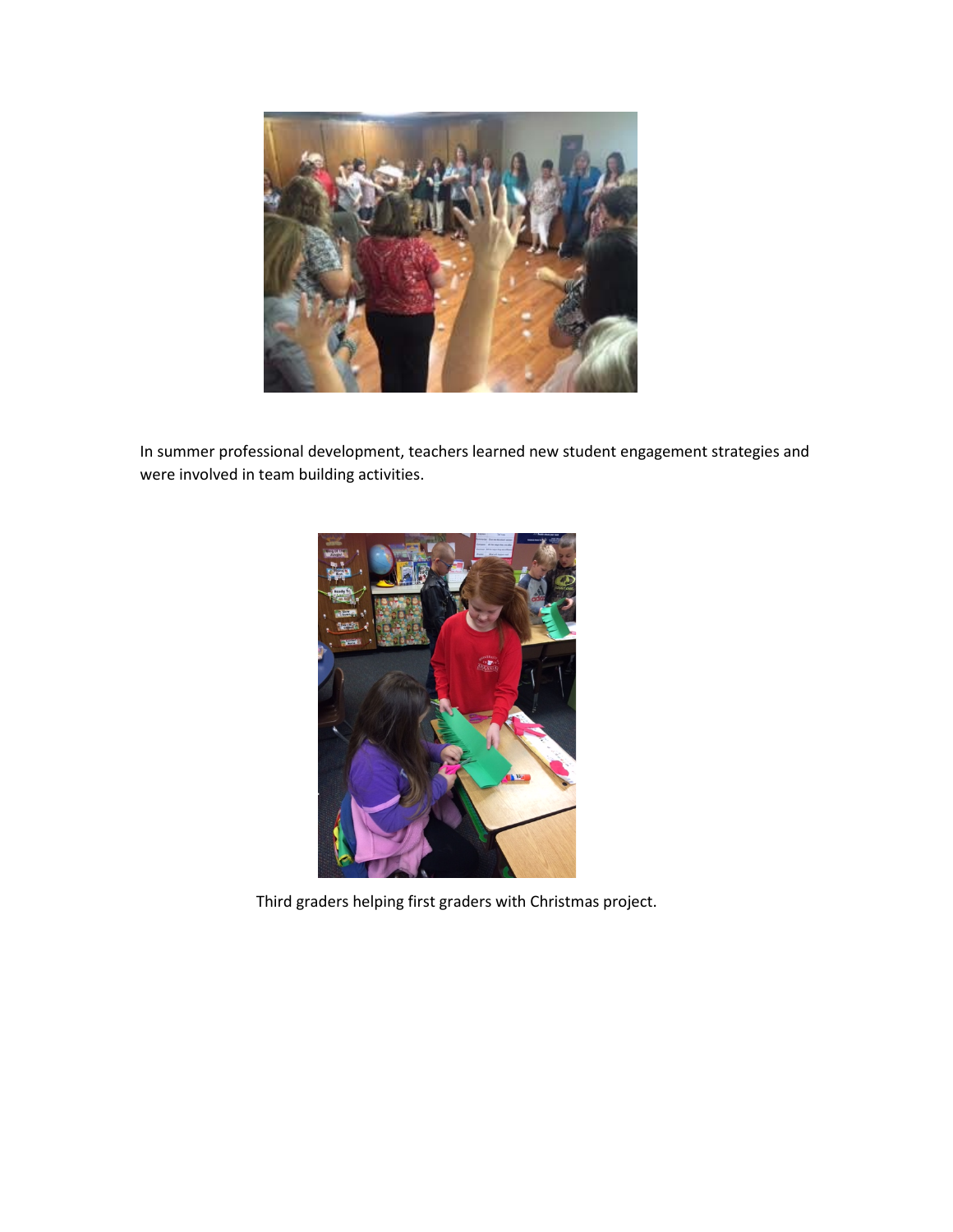In summer professional development, teachers learned new student engagement strategies and were involved in team building activities.

Third graders helping first graders with Christmas project.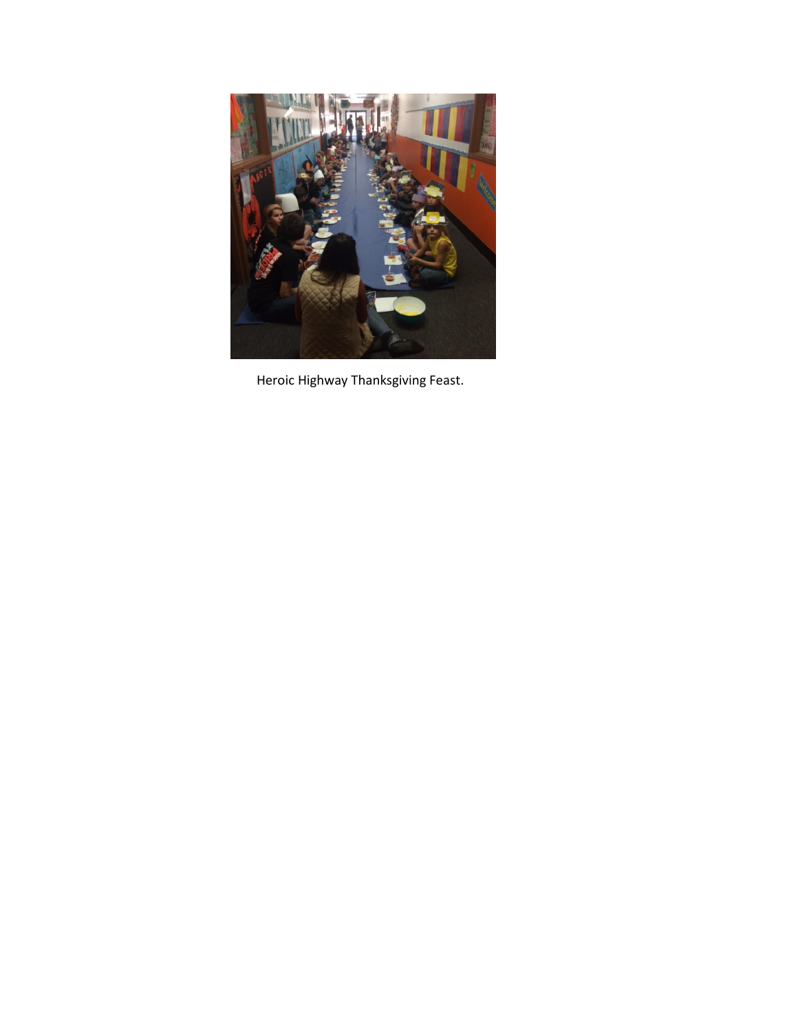Heroic Highway Thanksgiving Feast.